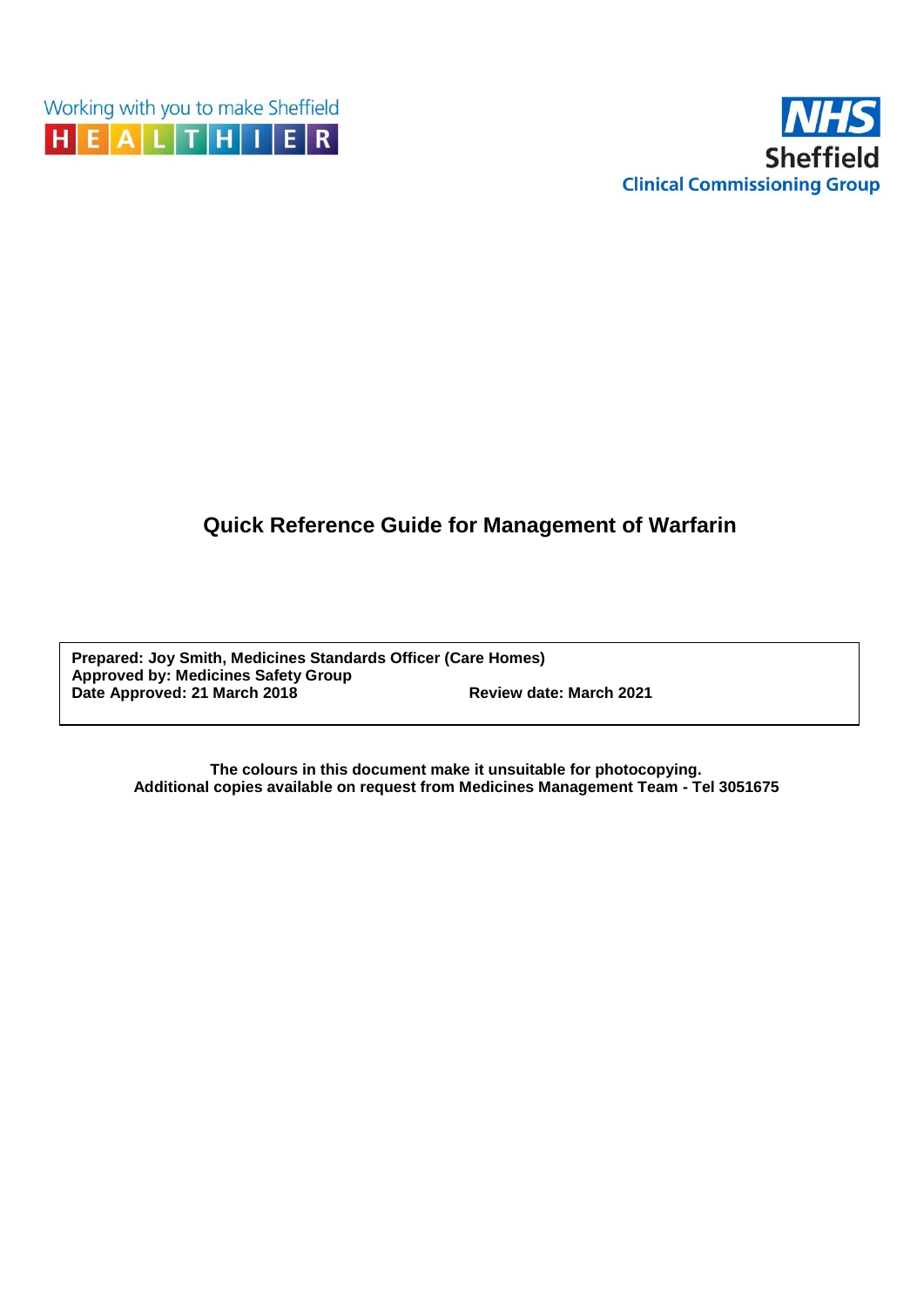Working with you to make Sheffield HEALTHIER

NHS Sheffield Clinical Commissioning Group

# Quick Reference Guide for Management of Warfarin

**Prepared: Joy Smith, Medicines Standards Officer (Care Homes)**
**Approved by: Medicines Safety Group**
**Date Approved: 21 March 2018** **Review date: March 2021**

**The colours in this document make it unsuitable for photocopying.**
**Additional copies available on request from Medicines Management Team - Tel 3051675**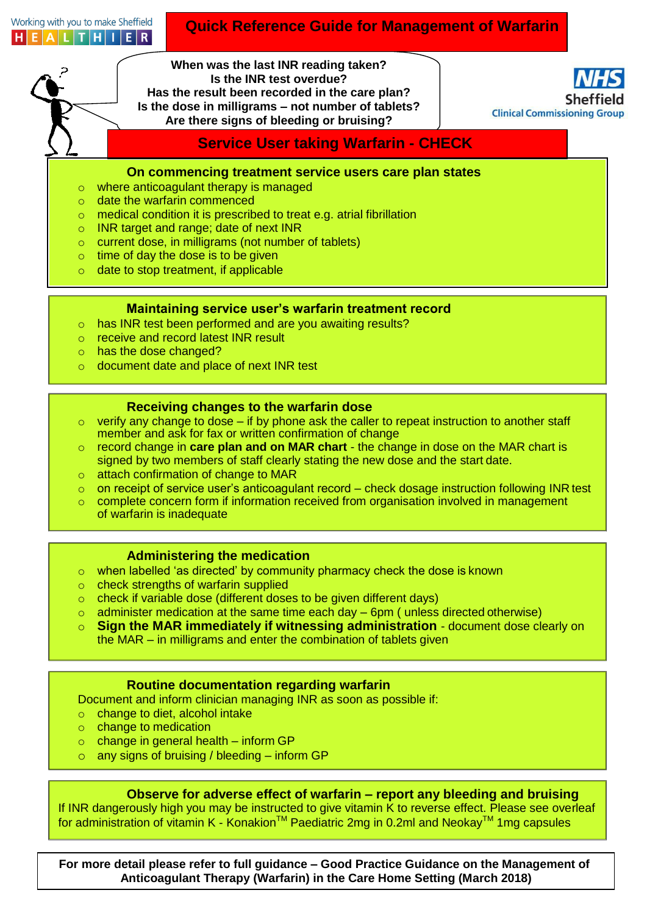Working with you to make Sheffield HEALTHIER

# Quick Reference Guide for Management of Warfarin

NHS Sheffield Clinical Commissioning Group

**When was the last INR reading taken?**
**Is the INR test overdue?**
**Has the result been recorded in the care plan?**
**Is the dose in milligrams – not number of tablets?**
**Are there signs of bleeding or bruising?**

## Service User taking Warfarin - CHECK

### On commencing treatment service users care plan states

- where anticoagulant therapy is managed
- date the warfarin commenced
- medical condition it is prescribed to treat e.g. atrial fibrillation
- INR target and range; date of next INR
- current dose, in milligrams (not number of tablets)
- time of day the dose is to be given
- date to stop treatment, if applicable

### Maintaining service user's warfarin treatment record

- has INR test been performed and are you awaiting results?
- receive and record latest INR result
- has the dose changed?
- document date and place of next INR test

### Receiving changes to the warfarin dose

- verify any change to dose – if by phone ask the caller to repeat instruction to another staff member and ask for fax or written confirmation of change
- record change in **care plan and on MAR chart** - the change in dose on the MAR chart is signed by two members of staff clearly stating the new dose and the start date.
- attach confirmation of change to MAR
- on receipt of service user's anticoagulant record – check dosage instruction following INR test
- complete concern form if information received from organisation involved in management of warfarin is inadequate

### Administering the medication

- when labelled 'as directed' by community pharmacy check the dose is known
- check strengths of warfarin supplied
- check if variable dose (different doses to be given different days)
- administer medication at the same time each day – 6pm ( unless directed otherwise)
- **Sign the MAR immediately if witnessing administration** - document dose clearly on the MAR – in milligrams and enter the combination of tablets given

### Routine documentation regarding warfarin

Document and inform clinician managing INR as soon as possible if:

- change to diet, alcohol intake
- change to medication
- change in general health – inform GP
- any signs of bruising / bleeding – inform GP

### Observe for adverse effect of warfarin – report any bleeding and bruising

If INR dangerously high you may be instructed to give vitamin K to reverse effect. Please see overleaf for administration of vitamin K - Konakion™ Paediatric 2mg in 0.2ml and Neokay™ 1mg capsules

**For more detail please refer to full guidance – Good Practice Guidance on the Management of Anticoagulant Therapy (Warfarin) in the Care Home Setting (March 2018)**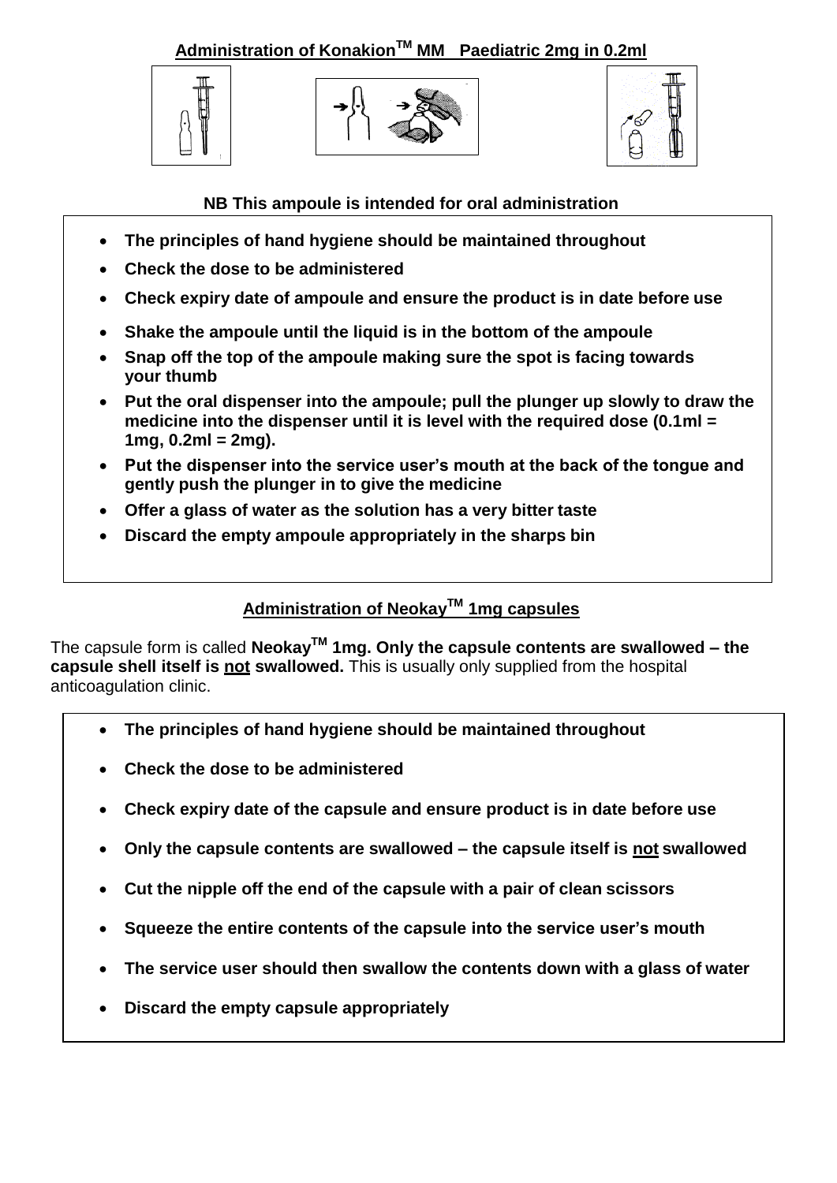## Administration of Konakion[TM] MM Paediatric 2mg in 0.2ml

**NB This ampoule is intended for oral administration**

- **The principles of hand hygiene should be maintained throughout**
- **Check the dose to be administered**
- **Check expiry date of ampoule and ensure the product is in date before use**
- **Shake the ampoule until the liquid is in the bottom of the ampoule**
- **Snap off the top of the ampoule making sure the spot is facing towards your thumb**
- **Put the oral dispenser into the ampoule; pull the plunger up slowly to draw the medicine into the dispenser until it is level with the required dose (0.1ml = 1mg, 0.2ml = 2mg).**
- **Put the dispenser into the service user's mouth at the back of the tongue and gently push the plunger in to give the medicine**
- **Offer a glass of water as the solution has a very bitter taste**
- **Discard the empty ampoule appropriately in the sharps bin**

## Administration of Neokay[TM] 1mg capsules

The capsule form is called **Neokay[TM] 1mg. Only the capsule contents are swallowed – the capsule shell itself is <u>not</u> swallowed.** This is usually only supplied from the hospital anticoagulation clinic.

- **The principles of hand hygiene should be maintained throughout**
- **Check the dose to be administered**
- **Check expiry date of the capsule and ensure product is in date before use**
- **Only the capsule contents are swallowed – the capsule itself is <u>not</u> swallowed**
- **Cut the nipple off the end of the capsule with a pair of clean scissors**
- **Squeeze the entire contents of the capsule into the service user's mouth**
- **The service user should then swallow the contents down with a glass of water**
- **Discard the empty capsule appropriately**